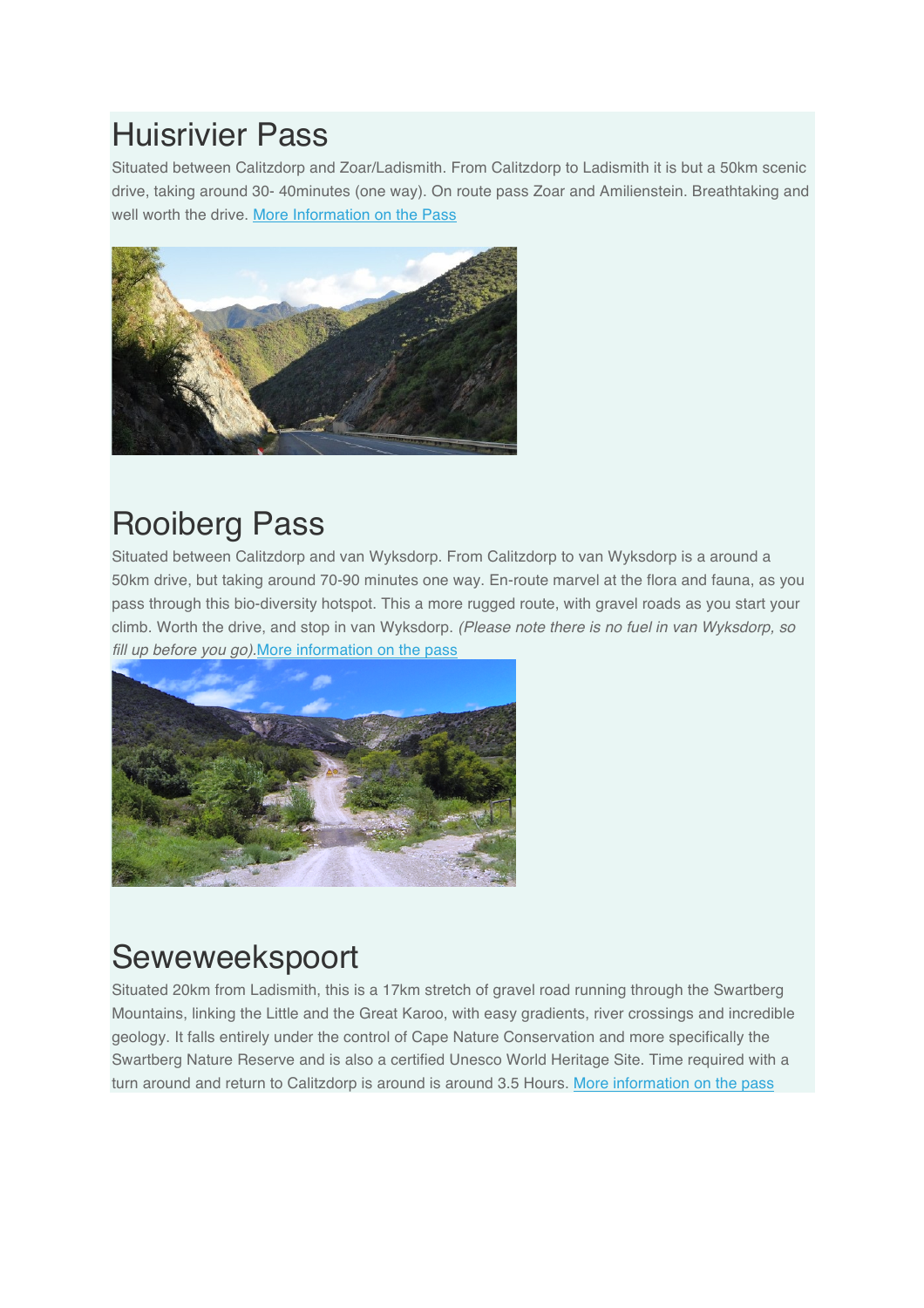# Huisrivier Pass

Situated between Calitzdorp and Zoar/Ladismith. From Calitzdorp to Ladismith it is but a 50km scenic drive, taking around 30- 40minutes (one way). On route pass Zoar and Amilienstein. Breathtaking and well worth the drive. More Information on the Pass

# Rooiberg Pass

Situated between Calitzdorp and van Wyksdorp. From Calitzdorp to van Wyksdorp is a around a 50km drive, but taking around 70-90 minutes one way. En-route marvel at the flora and fauna, as you pass through this bio-diversity hotspot. This a more rugged route, with gravel roads as you start your climb. Worth the drive, and stop in van Wyksdorp. *(Please note there is no fuel in van Wyksdorp, so fill up before you go).* More information on the pass

# Seweweekspoort

Situated 20km from Ladismith, this is a 17km stretch of gravel road running through the Swartberg Mountains, linking the Little and the Great Karoo, with easy gradients, river crossings and incredible geology. It falls entirely under the control of Cape Nature Conservation and more specifically the Swartberg Nature Reserve and is also a certified Unesco World Heritage Site. Time required with a turn around and return to Calitzdorp is around is around 3.5 Hours. More information on the pass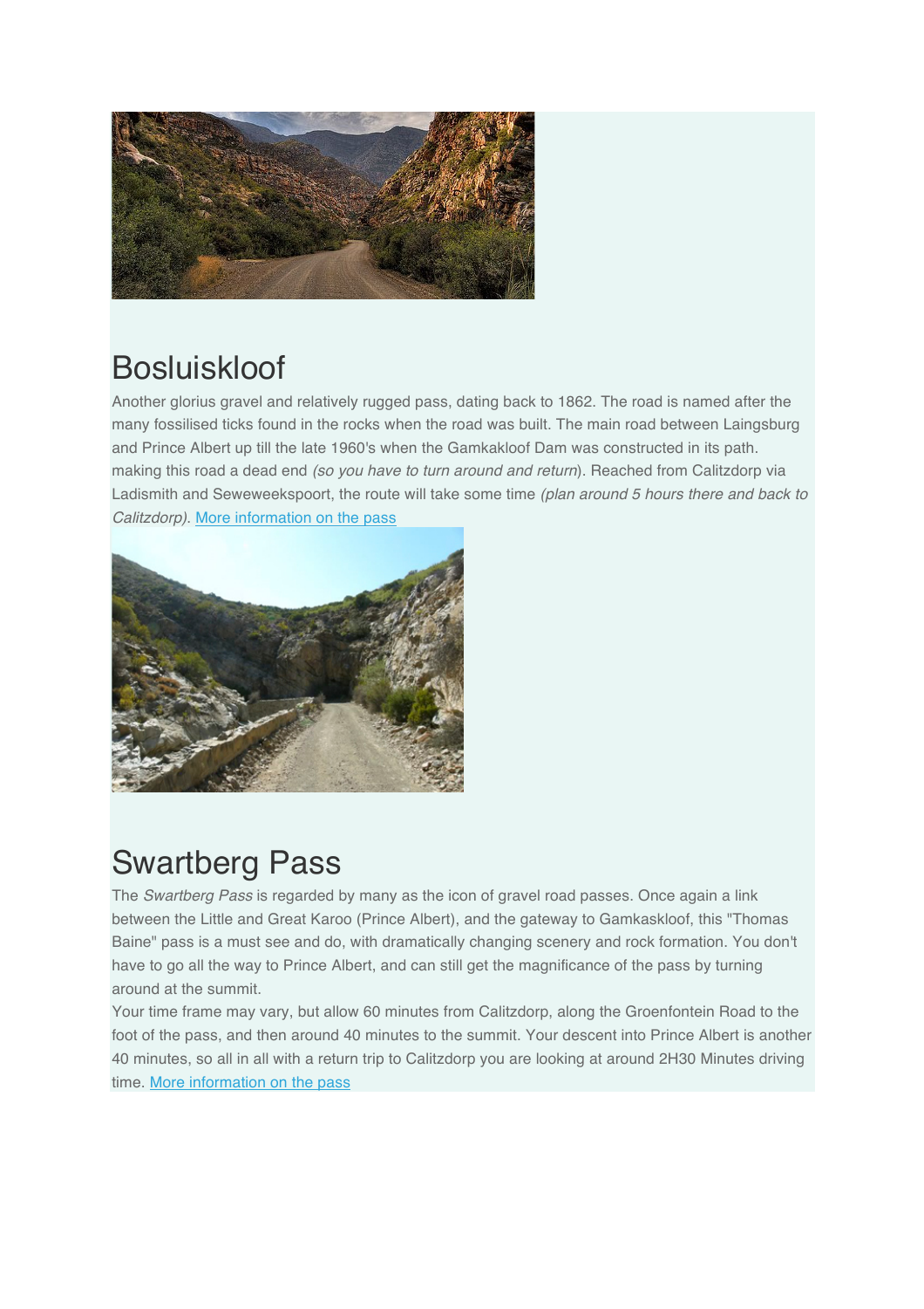# Bosluiskloof

Another glorius gravel and relatively rugged pass, dating back to 1862. The road is named after the many fossilised ticks found in the rocks when the road was built. The main road between Laingsburg and Prince Albert up till the late 1960's when the Gamkakloof Dam was constructed in its path. making this road a dead end *(so you have to turn around and return*). Reached from Calitzdorp via Ladismith and Seweweekspoort, the route will take some time *(plan around 5 hours there and back to Calitzdorp)*. [More information on the pass]

# Swartberg Pass

The *Swartberg Pass* is regarded by many as the icon of gravel road passes. Once again a link between the Little and Great Karoo (Prince Albert), and the gateway to Gamkaskloof, this "Thomas Baine" pass is a must see and do, with dramatically changing scenery and rock formation. You don't have to go all the way to Prince Albert, and can still get the magnificance of the pass by turning around at the summit.

Your time frame may vary, but allow 60 minutes from Calitzdorp, along the Groenfontein Road to the foot of the pass, and then around 40 minutes to the summit. Your descent into Prince Albert is another 40 minutes, so all in all with a return trip to Calitzdorp you are looking at around 2H30 Minutes driving time. [More information on the pass]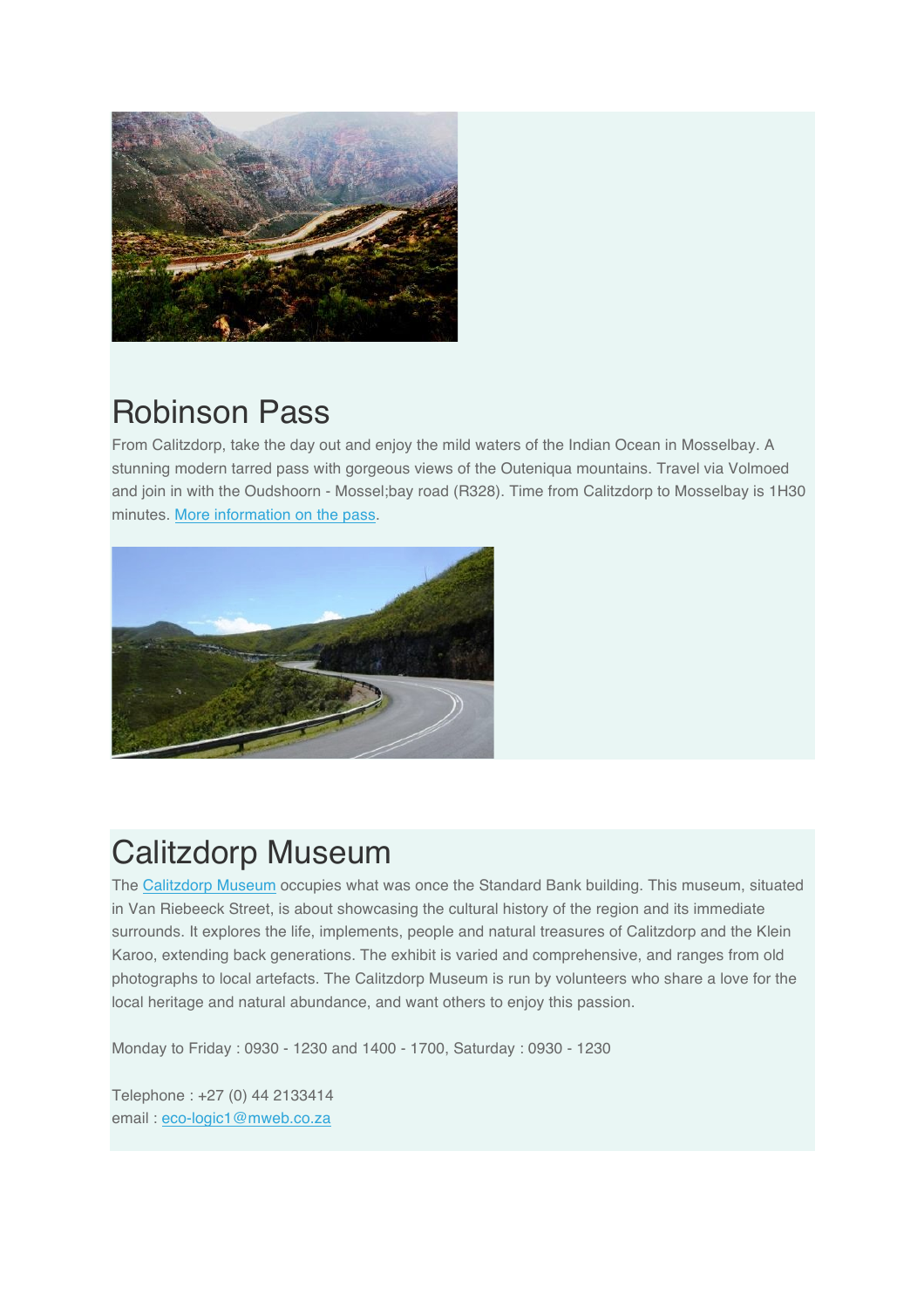## Robinson Pass

From Calitzdorp, take the day out and enjoy the mild waters of the Indian Ocean in Mosselbay. A stunning modern tarred pass with gorgeous views of the Outeniqua mountains. Travel via Volmoed and join in with the Oudshoorn - Mossel;bay road (R328). Time from Calitzdorp to Mosselbay is 1H30 minutes. [More information on the pass](#).

## Calitzdorp Museum

The [Calitzdorp Museum](#) occupies what was once the Standard Bank building. This museum, situated in Van Riebeeck Street, is about showcasing the cultural history of the region and its immediate surrounds. It explores the life, implements, people and natural treasures of Calitzdorp and the Klein Karoo, extending back generations. The exhibit is varied and comprehensive, and ranges from old photographs to local artefacts. The Calitzdorp Museum is run by volunteers who share a love for the local heritage and natural abundance, and want others to enjoy this passion.

Monday to Friday : 0930 - 1230 and 1400 - 1700, Saturday : 0930 - 1230

Telephone : +27 (0) 44 2133414
email : [eco-logic1@mweb.co.za](mailto:eco-logic1@mweb.co.za)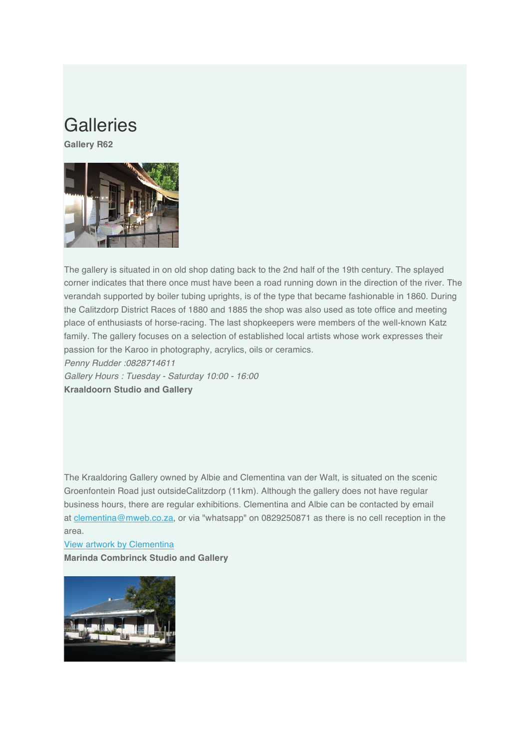# Galleries

**Gallery R62**

The gallery is situated in on old shop dating back to the 2nd half of the 19th century. The splayed corner indicates that there once must have been a road running down in the direction of the river. The verandah supported by boiler tubing uprights, is of the type that became fashionable in 1860. During the Calitzdorp District Races of 1880 and 1885 the shop was also used as tote office and meeting place of enthusiasts of horse-racing. The last shopkeepers were members of the well-known Katz family. The gallery focuses on a selection of established local artists whose work expresses their passion for the Karoo in photography, acrylics, oils or ceramics.

*Penny Rudder :0828714611*

*Gallery Hours : Tuesday - Saturday 10:00 - 16:00*

**Kraaldoorn Studio and Gallery**

The Kraaldoring Gallery owned by Albie and Clementina van der Walt, is situated on the scenic Groenfontein Road just outsideCalitzdorp (11km). Although the gallery does not have regular business hours, there are regular exhibitions. Clementina and Albie can be contacted by email at clementina@mweb.co.za, or via "whatsapp" on 0829250871 as there is no cell reception in the area.

View artwork by Clementina

**Marinda Combrinck Studio and Gallery**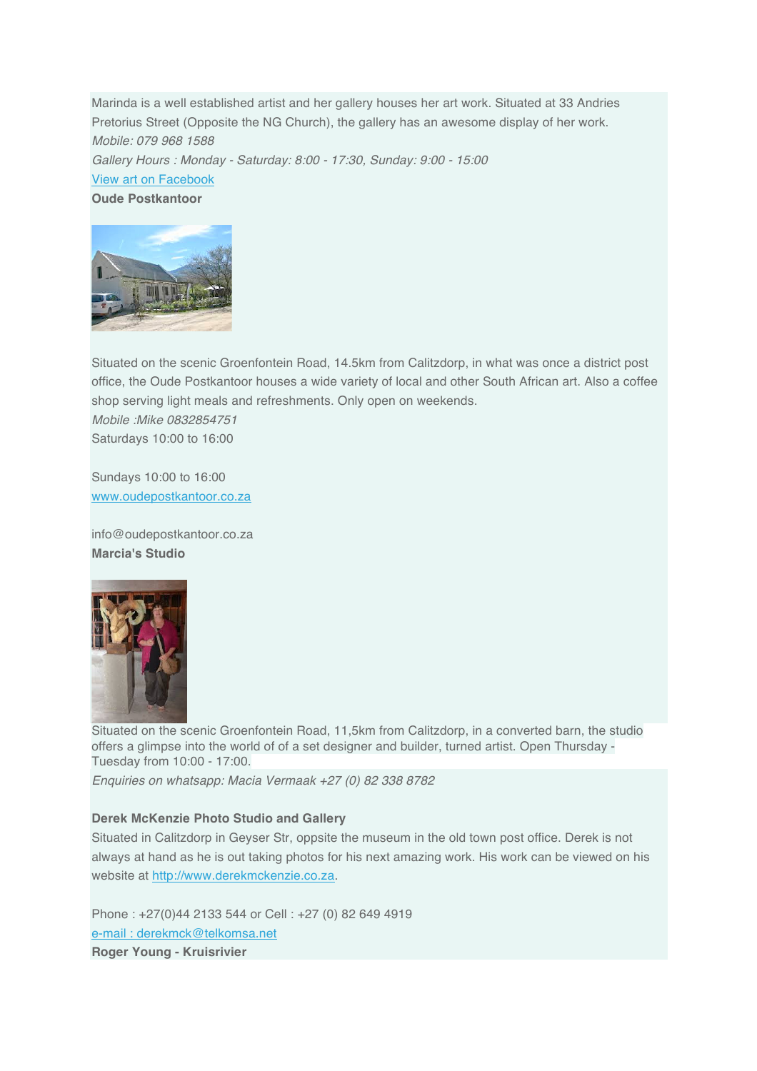Marinda is a well established artist and her gallery houses her art work. Situated at 33 Andries Pretorius Street (Opposite the NG Church), the gallery has an awesome display of her work.
*Mobile: 079 968 1588*
*Gallery Hours : Monday - Saturday: 8:00 - 17:30, Sunday: 9:00 - 15:00*
[View art on Facebook]()

**Oude Postkantoor**

Situated on the scenic Groenfontein Road, 14.5km from Calitzdorp, in what was once a district post office, the Oude Postkantoor houses a wide variety of local and other South African art. Also a coffee shop serving light meals and refreshments. Only open on weekends.
*Mobile :Mike 0832854751*
Saturdays 10:00 to 16:00

Sundays 10:00 to 16:00
[www.oudepostkantoor.co.za]()

info@oudepostkantoor.co.za

**Marcia's Studio**

Situated on the scenic Groenfontein Road, 11,5km from Calitzdorp, in a converted barn, the studio offers a glimpse into the world of of a set designer and builder, turned artist. Open Thursday - Tuesday from 10:00 - 17:00.
*Enquiries on whatsapp: Macia Vermaak +27 (0) 82 338 8782*

**Derek McKenzie Photo Studio and Gallery**

Situated in Calitzdorp in Geyser Str, oppsite the museum in the old town post office. Derek is not always at hand as he is out taking photos for his next amazing work. His work can be viewed on his website at [http://www.derekmckenzie.co.za]().

Phone : +27(0)44 2133 544 or Cell : +27 (0) 82 649 4919
[e-mail : derekmck@telkomsa.net]()

**Roger Young - Kruisrivier**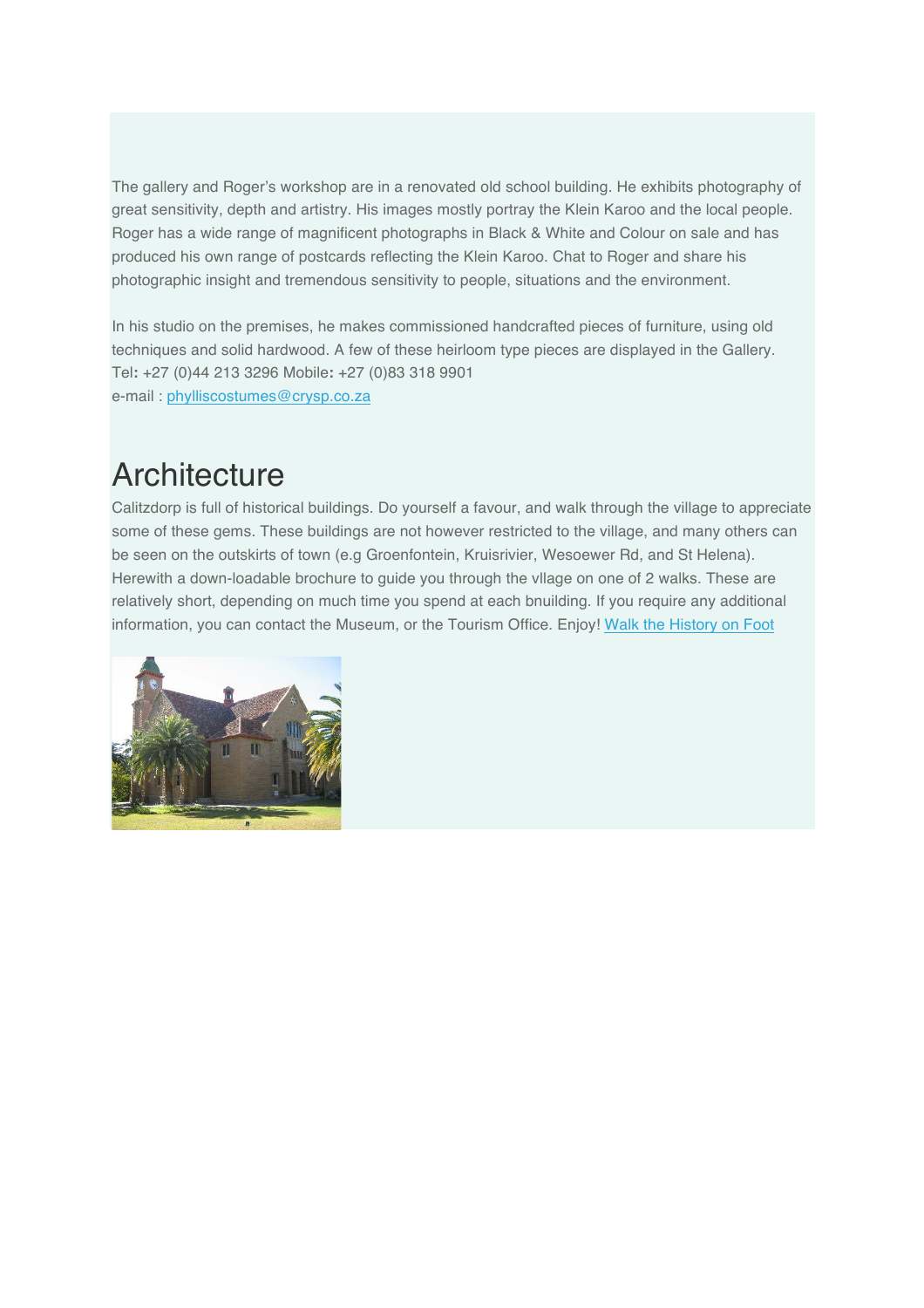The gallery and Roger's workshop are in a renovated old school building. He exhibits photography of great sensitivity, depth and artistry. His images mostly portray the Klein Karoo and the local people. Roger has a wide range of magnificent photographs in Black & White and Colour on sale and has produced his own range of postcards reflecting the Klein Karoo. Chat to Roger and share his photographic insight and tremendous sensitivity to people, situations and the environment.

In his studio on the premises, he makes commissioned handcrafted pieces of furniture, using old techniques and solid hardwood. A few of these heirloom type pieces are displayed in the Gallery.
Tel**:** +27 (0)44 213 3296 Mobile**:** +27 (0)83 318 9901
e-mail : phylliscostumes@crysp.co.za

# Architecture

Calitzdorp is full of historical buildings. Do yourself a favour, and walk through the village to appreciate some of these gems. These buildings are not however restricted to the village, and many others can be seen on the outskirts of town (e.g Groenfontein, Kruisrivier, Wesoewer Rd, and St Helena). Herewith a down-loadable brochure to guide you through the vllage on one of 2 walks. These are relatively short, depending on much time you spend at each bnuilding. If you require any additional information, you can contact the Museum, or the Tourism Office. Enjoy! Walk the History on Foot